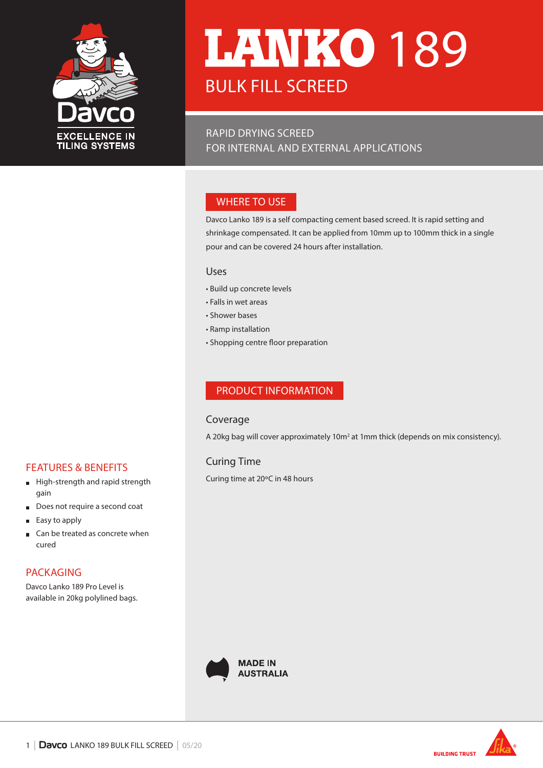Davco

EXCELLENCE IN TILING SYSTEMS

# LANKO 189

## BULK FILL SCREED

RAPID DRYING SCREED
FOR INTERNAL AND EXTERNAL APPLICATIONS

## WHERE TO USE

Davco Lanko 189 is a self compacting cement based screed. It is rapid setting and shrinkage compensated. It can be applied from 10mm up to 100mm thick in a single pour and can be covered 24 hours after installation.

### Uses

- Build up concrete levels
- Falls in wet areas
- Shower bases
- Ramp installation
- Shopping centre floor preparation

## PRODUCT INFORMATION

### Coverage

A 20kg bag will cover approximately $10m^2$ at 1mm thick (depends on mix consistency).

### Curing Time

Curing time at 20ºC in 48 hours

## FEATURES & BENEFITS

- High-strength and rapid strength gain
- Does not require a second coat
- Easy to apply
- Can be treated as concrete when cured

## PACKAGING

Davco Lanko 189 Pro Level is available in 20kg polylined bags.

MADE IN AUSTRALIA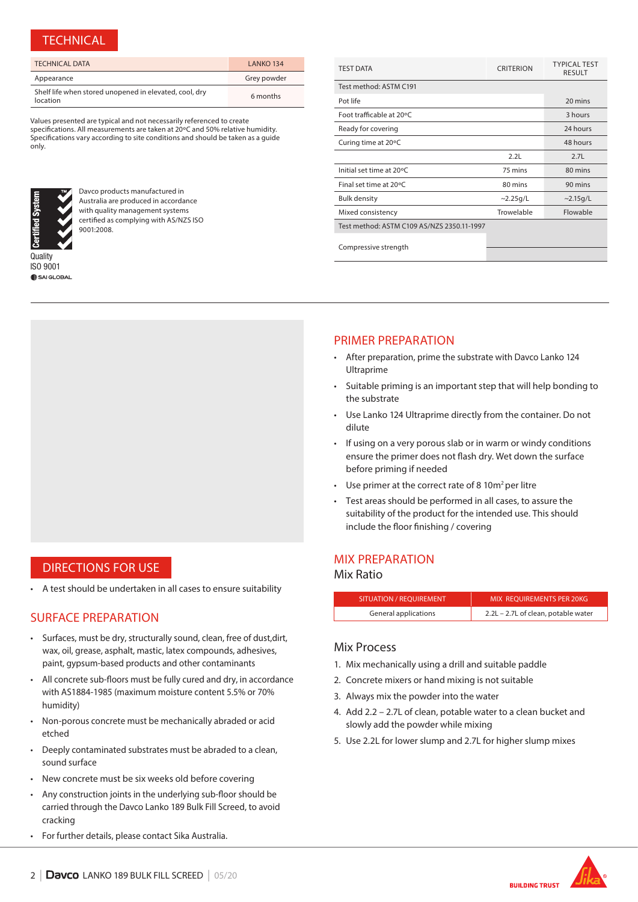## TECHNICAL

| TECHNICAL DATA | LANKO 134 |
|---|---|
| Appearance | Grey powder |
| Shelf life when stored unopened in elevated, cool, dry location | 6 months |

Values presented are typical and not necessarily referenced to create specifications. All measurements are taken at 20ºC and 50% relative humidity. Specifications vary according to site conditions and should be taken as a guide only.

Davco products manufactured in Australia are produced in accordance with quality management systems certified as complying with AS/NZS ISO 9001:2008.

Certified System
Quality
ISO 9001
SAI GLOBAL

| TEST DATA | CRITERION | TYPICAL TEST RESULT |
|---|---|---|
| Test method: ASTM C191 | | |
| Pot life | | 20 mins |
| Foot trafficable at 20ºC | | 3 hours |
| Ready for covering | | 24 hours |
| Curing time at 20ºC | | 48 hours |
| | 2.2L | 2.7L |
| Initial set time at 20ºC | 75 mins | 80 mins |
| Final set time at 20ºC | 80 mins | 90 mins |
| Bulk density | ~2.25g/L | ~2.15g/L |
| Mixed consistency | Trowelable | Flowable |
| Test method: ASTM C109 AS/NZS 2350.11-1997 | | |
| Compressive strength | | |

## DIRECTIONS FOR USE

- A test should be undertaken in all cases to ensure suitability

## SURFACE PREPARATION

- Surfaces, must be dry, structurally sound, clean, free of dust,dirt, wax, oil, grease, asphalt, mastic, latex compounds, adhesives, paint, gypsum-based products and other contaminants
- All concrete sub-floors must be fully cured and dry, in accordance with AS1884-1985 (maximum moisture content 5.5% or 70% humidity)
- Non-porous concrete must be mechanically abraded or acid etched
- Deeply contaminated substrates must be abraded to a clean, sound surface
- New concrete must be six weeks old before covering
- Any construction joints in the underlying sub-floor should be carried through the Davco Lanko 189 Bulk Fill Screed, to avoid cracking
- For further details, please contact Sika Australia.

## PRIMER PREPARATION

- After preparation, prime the substrate with Davco Lanko 124 Ultraprime
- Suitable priming is an important step that will help bonding to the substrate
- Use Lanko 124 Ultraprime directly from the container. Do not dilute
- If using on a very porous slab or in warm or windy conditions ensure the primer does not flash dry. Wet down the surface before priming if needed
- Use primer at the correct rate of 8 10m² per litre
- Test areas should be performed in all cases, to assure the suitability of the product for the intended use. This should include the floor finishing / covering

## MIX PREPARATION

### Mix Ratio

| SITUATION / REQUIREMENT | MIX REQUIREMENTS PER 20KG |
|---|---|
| General applications | 2.2L – 2.7L of clean, potable water |

### Mix Process

1. Mix mechanically using a drill and suitable paddle
2. Concrete mixers or hand mixing is not suitable
3. Always mix the powder into the water
4. Add 2.2 – 2.7L of clean, potable water to a clean bucket and slowly add the powder while mixing
5. Use 2.2L for lower slump and 2.7L for higher slump mixes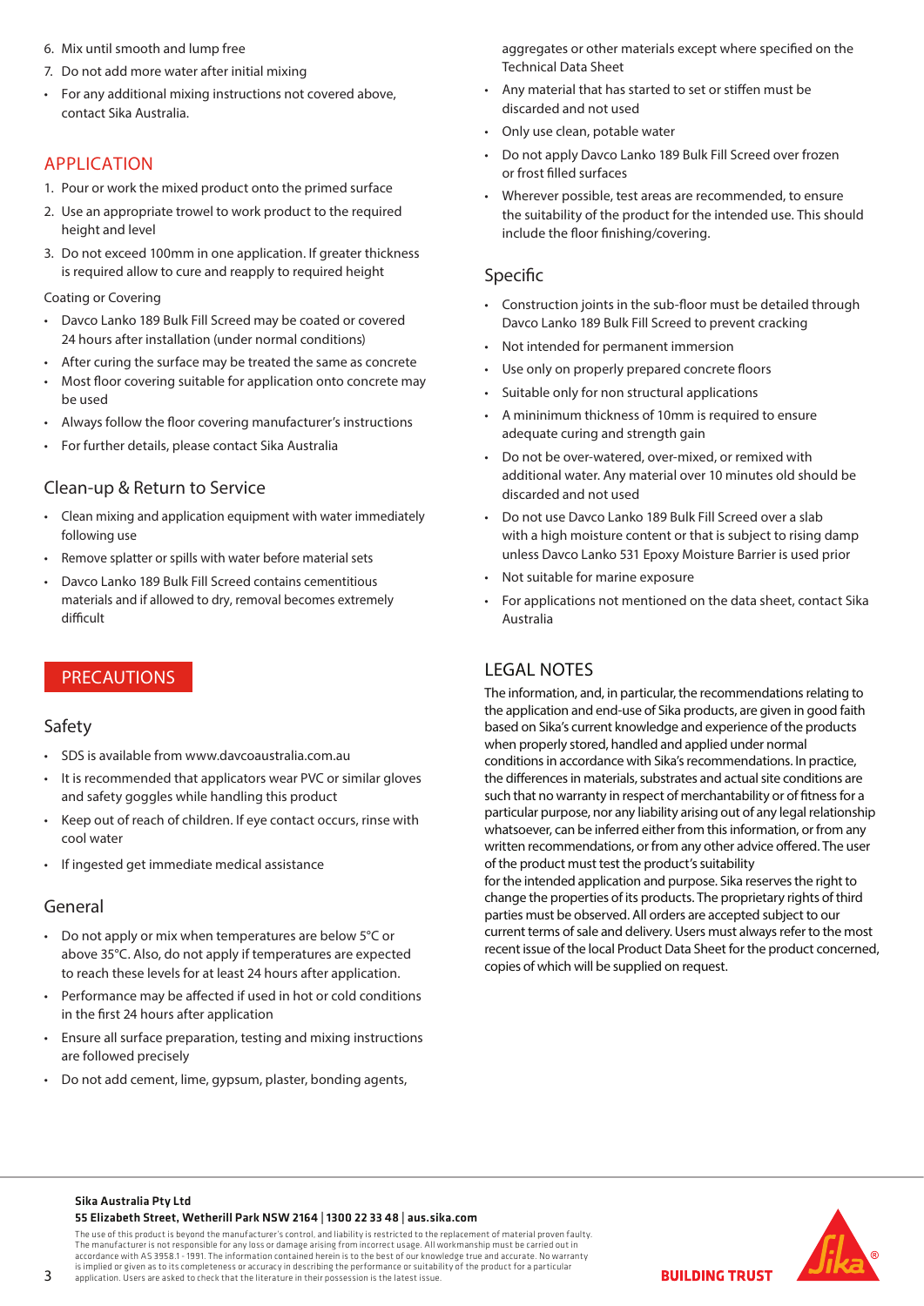6. Mix until smooth and lump free
7. Do not add more water after initial mixing

- For any additional mixing instructions not covered above, contact Sika Australia.

## APPLICATION

1. Pour or work the mixed product onto the primed surface
2. Use an appropriate trowel to work product to the required height and level
3. Do not exceed 100mm in one application. If greater thickness is required allow to cure and reapply to required height

Coating or Covering

- Davco Lanko 189 Bulk Fill Screed may be coated or covered 24 hours after installation (under normal conditions)
- After curing the surface may be treated the same as concrete
- Most floor covering suitable for application onto concrete may be used
- Always follow the floor covering manufacturer's instructions
- For further details, please contact Sika Australia

### Clean-up & Return to Service

- Clean mixing and application equipment with water immediately following use
- Remove splatter or spills with water before material sets
- Davco Lanko 189 Bulk Fill Screed contains cementitious materials and if allowed to dry, removal becomes extremely difficult

## PRECAUTIONS

### Safety

- SDS is available from www.davcoaustralia.com.au
- It is recommended that applicators wear PVC or similar gloves and safety goggles while handling this product
- Keep out of reach of children. If eye contact occurs, rinse with cool water
- If ingested get immediate medical assistance

### General

- Do not apply or mix when temperatures are below 5°C or above 35°C. Also, do not apply if temperatures are expected to reach these levels for at least 24 hours after application.
- Performance may be affected if used in hot or cold conditions in the first 24 hours after application
- Ensure all surface preparation, testing and mixing instructions are followed precisely
- Do not add cement, lime, gypsum, plaster, bonding agents, aggregates or other materials except where specified on the Technical Data Sheet
- Any material that has started to set or stiffen must be discarded and not used
- Only use clean, potable water
- Do not apply Davco Lanko 189 Bulk Fill Screed over frozen or frost filled surfaces
- Wherever possible, test areas are recommended, to ensure the suitability of the product for the intended use. This should include the floor finishing/covering.

### Specific

- Construction joints in the sub-floor must be detailed through Davco Lanko 189 Bulk Fill Screed to prevent cracking
- Not intended for permanent immersion
- Use only on properly prepared concrete floors
- Suitable only for non structural applications
- A mininimum thickness of 10mm is required to ensure adequate curing and strength gain
- Do not be over-watered, over-mixed, or remixed with additional water. Any material over 10 minutes old should be discarded and not used
- Do not use Davco Lanko 189 Bulk Fill Screed over a slab with a high moisture content or that is subject to rising damp unless Davco Lanko 531 Epoxy Moisture Barrier is used prior
- Not suitable for marine exposure
- For applications not mentioned on the data sheet, contact Sika Australia

## LEGAL NOTES

The information, and, in particular, the recommendations relating to the application and end-use of Sika products, are given in good faith based on Sika's current knowledge and experience of the products when properly stored, handled and applied under normal conditions in accordance with Sika's recommendations. In practice, the differences in materials, substrates and actual site conditions are such that no warranty in respect of merchantability or of fitness for a particular purpose, nor any liability arising out of any legal relationship whatsoever, can be inferred either from this information, or from any written recommendations, or from any other advice offered. The user of the product must test the product's suitability for the intended application and purpose. Sika reserves the right to change the properties of its products. The proprietary rights of third parties must be observed. All orders are accepted subject to our current terms of sale and delivery. Users must always refer to the most recent issue of the local Product Data Sheet for the product concerned, copies of which will be supplied on request.

**Sika Australia Pty Ltd**
**55 Elizabeth Street, Wetherill Park NSW 2164 | 1300 22 33 48 | aus.sika.com**

The use of this product is beyond the manufacturer's control, and liability is restricted to the replacement of material proven faulty. The manufacturer is not responsible for any loss or damage arising from incorrect usage. All workmanship must be carried out in accordance with AS 3958.1 - 1991. The information contained herein is to the best of our knowledge true and accurate. No warranty is implied or given as to its completeness or accuracy in describing the performance or suitability of the product for a particular application. Users are asked to check that the literature in their possession is the latest issue.

BUILDING TRUST